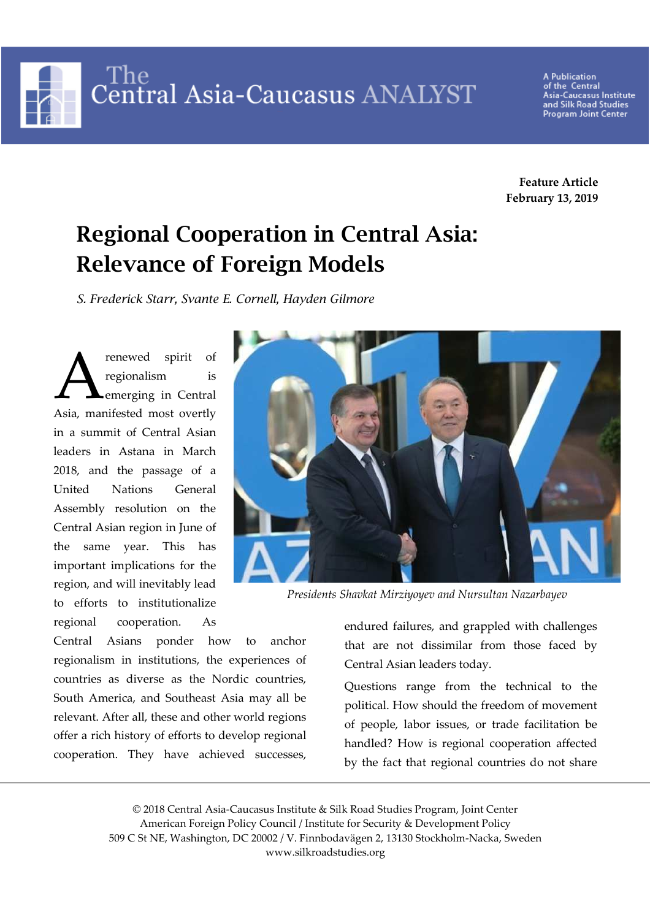Feature Article
**February 13, 2019**

# Regional Cooperation in Central Asia: Relevance of Foreign Models

*S. Frederick Starr, Svante E. Cornell, Hayden Gilmore*

*Presidents Shavkat Mirziyoyev and Nursultan Nazarbayev*

A renewed spirit of regionalism is emerging in Central Asia, manifested most overtly in a summit of Central Asian leaders in Astana in March 2018, and the passage of a United Nations General Assembly resolution on the Central Asian region in June of the same year. This has important implications for the region, and will inevitably lead to efforts to institutionalize regional cooperation. As Central Asians ponder how to anchor regionalism in institutions, the experiences of countries as diverse as the Nordic countries, South America, and Southeast Asia may all be relevant. After all, these and other world regions offer a rich history of efforts to develop regional cooperation. They have achieved successes, endured failures, and grappled with challenges that are not dissimilar from those faced by Central Asian leaders today.

Questions range from the technical to the political. How should the freedom of movement of people, labor issues, or trade facilitation be handled? How is regional cooperation affected by the fact that regional countries do not share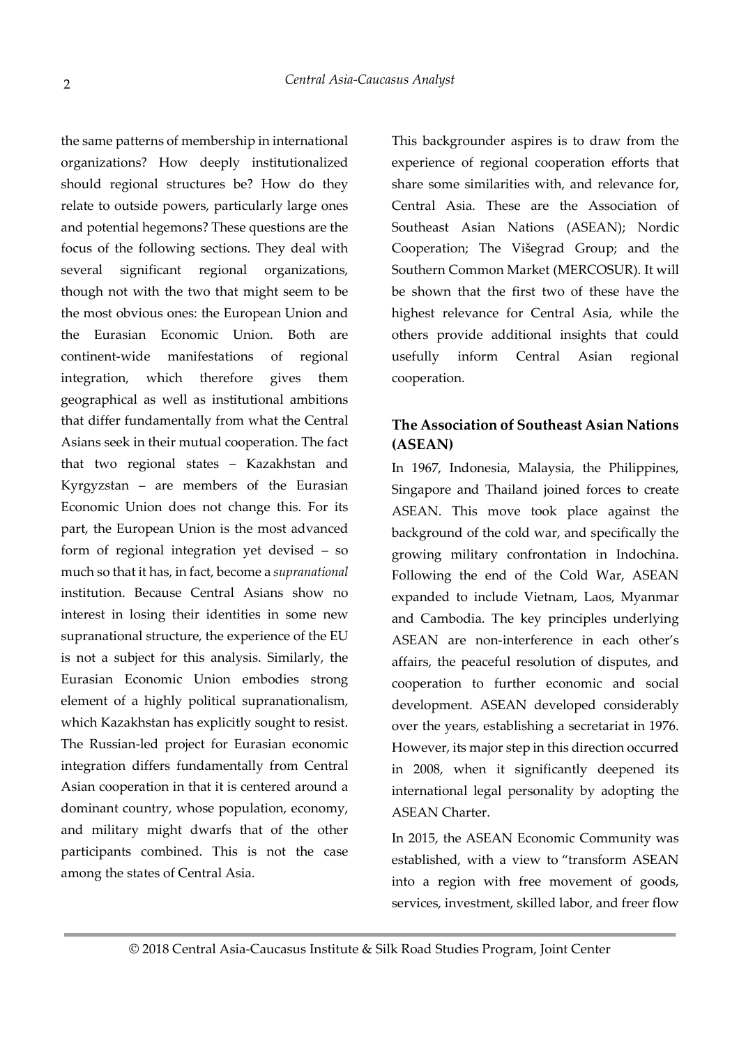the same patterns of membership in international organizations? How deeply institutionalized should regional structures be? How do they relate to outside powers, particularly large ones and potential hegemons? These questions are the focus of the following sections. They deal with several significant regional organizations, though not with the two that might seem to be the most obvious ones: the European Union and the Eurasian Economic Union. Both are continent-wide manifestations of regional integration, which therefore gives them geographical as well as institutional ambitions that differ fundamentally from what the Central Asians seek in their mutual cooperation. The fact that two regional states – Kazakhstan and Kyrgyzstan – are members of the Eurasian Economic Union does not change this. For its part, the European Union is the most advanced form of regional integration yet devised – so much so that it has, in fact, become a *supranational* institution. Because Central Asians show no interest in losing their identities in some new supranational structure, the experience of the EU is not a subject for this analysis. Similarly, the Eurasian Economic Union embodies strong element of a highly political supranationalism, which Kazakhstan has explicitly sought to resist. The Russian-led project for Eurasian economic integration differs fundamentally from Central Asian cooperation in that it is centered around a dominant country, whose population, economy, and military might dwarfs that of the other participants combined. This is not the case among the states of Central Asia.

This backgrounder aspires is to draw from the experience of regional cooperation efforts that share some similarities with, and relevance for, Central Asia. These are the Association of Southeast Asian Nations (ASEAN); Nordic Cooperation; The Višegrad Group; and the Southern Common Market (MERCOSUR). It will be shown that the first two of these have the highest relevance for Central Asia, while the others provide additional insights that could usefully inform Central Asian regional cooperation.

## The Association of Southeast Asian Nations (ASEAN)

In 1967, Indonesia, Malaysia, the Philippines, Singapore and Thailand joined forces to create ASEAN. This move took place against the background of the cold war, and specifically the growing military confrontation in Indochina. Following the end of the Cold War, ASEAN expanded to include Vietnam, Laos, Myanmar and Cambodia. The key principles underlying ASEAN are non-interference in each other's affairs, the peaceful resolution of disputes, and cooperation to further economic and social development. ASEAN developed considerably over the years, establishing a secretariat in 1976. However, its major step in this direction occurred in 2008, when it significantly deepened its international legal personality by adopting the ASEAN Charter.

In 2015, the ASEAN Economic Community was established, with a view to "transform ASEAN into a region with free movement of goods, services, investment, skilled labor, and freer flow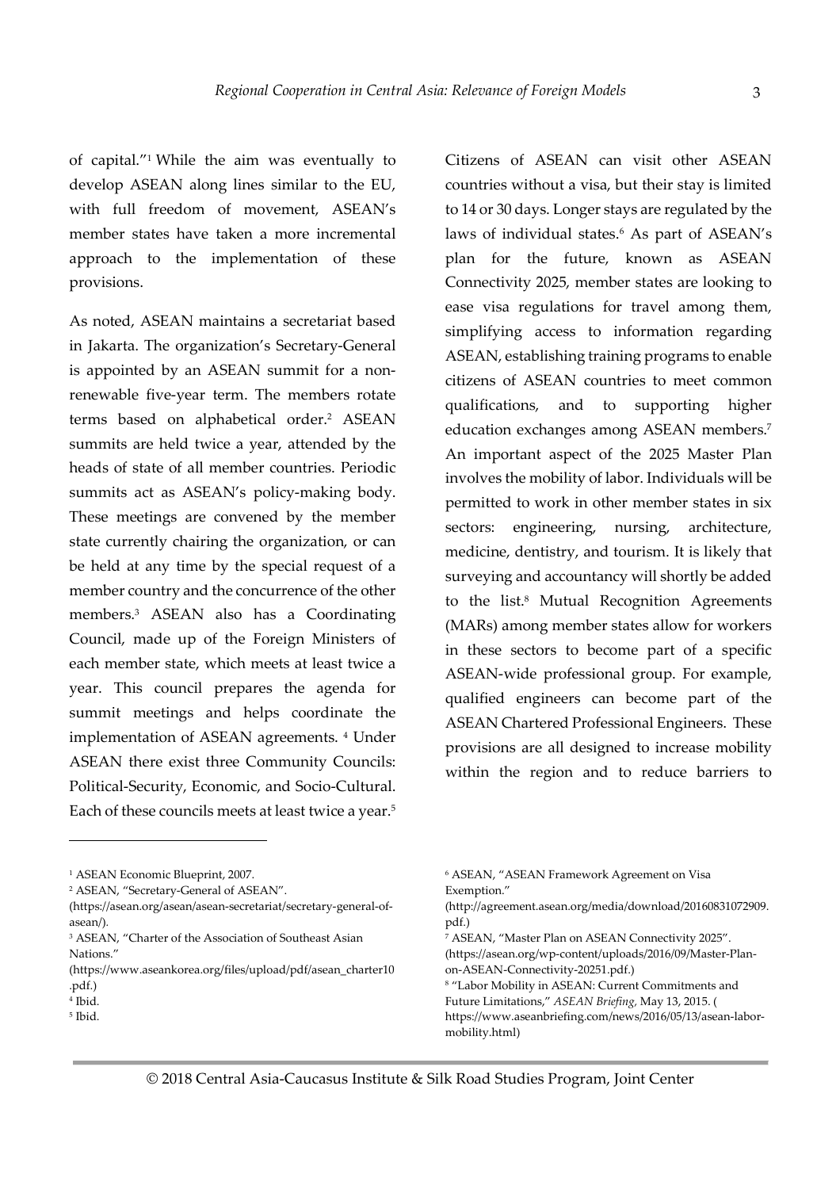of capital."[1] While the aim was eventually to develop ASEAN along lines similar to the EU, with full freedom of movement, ASEAN's member states have taken a more incremental approach to the implementation of these provisions.

As noted, ASEAN maintains a secretariat based in Jakarta. The organization's Secretary-General is appointed by an ASEAN summit for a non-renewable five-year term. The members rotate terms based on alphabetical order.[2] ASEAN summits are held twice a year, attended by the heads of state of all member countries. Periodic summits act as ASEAN's policy-making body. These meetings are convened by the member state currently chairing the organization, or can be held at any time by the special request of a member country and the concurrence of the other members.[3] ASEAN also has a Coordinating Council, made up of the Foreign Ministers of each member state, which meets at least twice a year. This council prepares the agenda for summit meetings and helps coordinate the implementation of ASEAN agreements. [4] Under ASEAN there exist three Community Councils: Political-Security, Economic, and Socio-Cultural. Each of these councils meets at least twice a year.[5]

Citizens of ASEAN can visit other ASEAN countries without a visa, but their stay is limited to 14 or 30 days. Longer stays are regulated by the laws of individual states.[6] As part of ASEAN's plan for the future, known as ASEAN Connectivity 2025, member states are looking to ease visa regulations for travel among them, simplifying access to information regarding ASEAN, establishing training programs to enable citizens of ASEAN countries to meet common qualifications, and to supporting higher education exchanges among ASEAN members.[7] An important aspect of the 2025 Master Plan involves the mobility of labor. Individuals will be permitted to work in other member states in six sectors: engineering, nursing, architecture, medicine, dentistry, and tourism. It is likely that surveying and accountancy will shortly be added to the list.[8] Mutual Recognition Agreements (MARs) among member states allow for workers in these sectors to become part of a specific ASEAN-wide professional group. For example, qualified engineers can become part of the ASEAN Chartered Professional Engineers. These provisions are all designed to increase mobility within the region and to reduce barriers to

---

[1] ASEAN Economic Blueprint, 2007.

[2] ASEAN, "Secretary-General of ASEAN". (https://asean.org/asean/asean-secretariat/secretary-general-of-asean/).

[3] ASEAN, "Charter of the Association of Southeast Asian Nations." (https://www.aseankorea.org/files/upload/pdf/asean_charter10.pdf.)

[4] Ibid.

[5] Ibid.

[6] ASEAN, "ASEAN Framework Agreement on Visa Exemption." (http://agreement.asean.org/media/download/20160831072909.pdf.)

[7] ASEAN, "Master Plan on ASEAN Connectivity 2025". (https://asean.org/wp-content/uploads/2016/09/Master-Plan-on-ASEAN-Connectivity-20251.pdf.)

[8] "Labor Mobility in ASEAN: Current Commitments and Future Limitations," *ASEAN Briefing*, May 13, 2015. (https://www.aseanbriefing.com/news/2016/05/13/asean-labor-mobility.html)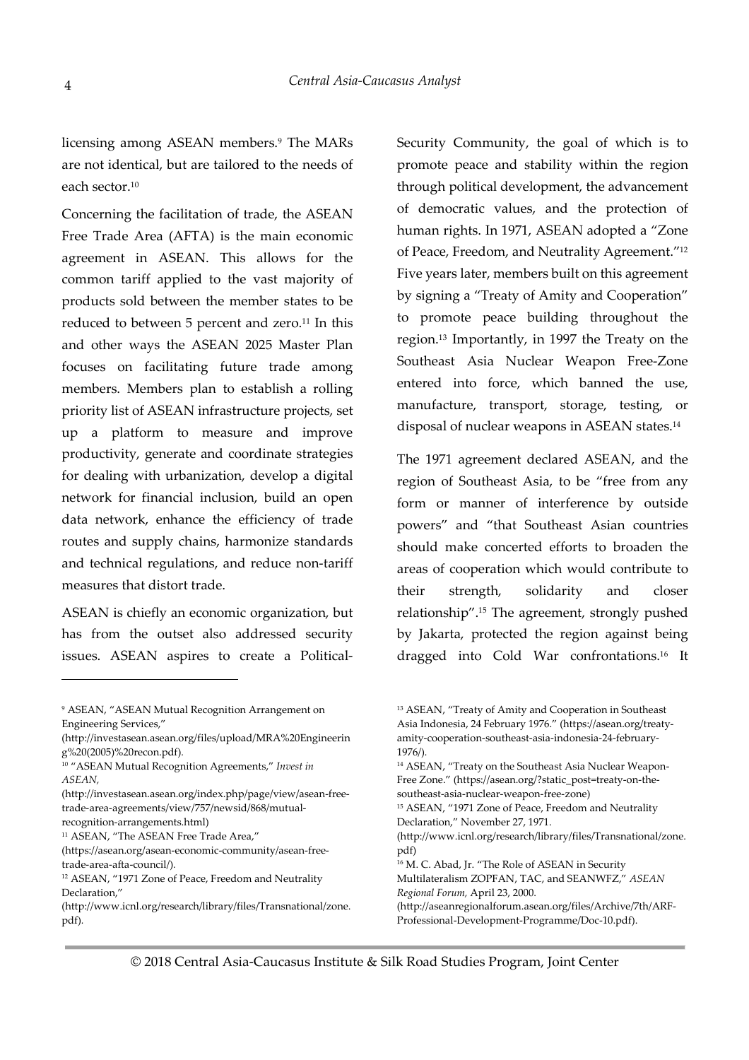licensing among ASEAN members.[9] The MARs are not identical, but are tailored to the needs of each sector.[10]

Concerning the facilitation of trade, the ASEAN Free Trade Area (AFTA) is the main economic agreement in ASEAN. This allows for the common tariff applied to the vast majority of products sold between the member states to be reduced to between 5 percent and zero.[11] In this and other ways the ASEAN 2025 Master Plan focuses on facilitating future trade among members. Members plan to establish a rolling priority list of ASEAN infrastructure projects, set up a platform to measure and improve productivity, generate and coordinate strategies for dealing with urbanization, develop a digital network for financial inclusion, build an open data network, enhance the efficiency of trade routes and supply chains, harmonize standards and technical regulations, and reduce non-tariff measures that distort trade.

ASEAN is chiefly an economic organization, but has from the outset also addressed security issues. ASEAN aspires to create a Political-Security Community, the goal of which is to promote peace and stability within the region through political development, the advancement of democratic values, and the protection of human rights. In 1971, ASEAN adopted a "Zone of Peace, Freedom, and Neutrality Agreement."[12] Five years later, members built on this agreement by signing a "Treaty of Amity and Cooperation" to promote peace building throughout the region.[13] Importantly, in 1997 the Treaty on the Southeast Asia Nuclear Weapon Free-Zone entered into force, which banned the use, manufacture, transport, storage, testing, or disposal of nuclear weapons in ASEAN states.[14]

The 1971 agreement declared ASEAN, and the region of Southeast Asia, to be "free from any form or manner of interference by outside powers" and "that Southeast Asian countries should make concerted efforts to broaden the areas of cooperation which would contribute to their strength, solidarity and closer relationship".[15] The agreement, strongly pushed by Jakarta, protected the region against being dragged into Cold War confrontations.[16] It

---

[9] ASEAN, "ASEAN Mutual Recognition Arrangement on Engineering Services," (http://investasean.asean.org/files/upload/MRA%20Engineering%20(2005)%20recon.pdf).

[10] "ASEAN Mutual Recognition Agreements," *Invest in ASEAN*, (http://investasean.asean.org/index.php/page/view/asean-free-trade-area-agreements/view/757/newsid/868/mutual-recognition-arrangements.html)

[11] ASEAN, "The ASEAN Free Trade Area," (https://asean.org/asean-economic-community/asean-free-trade-area-afta-council/).

[12] ASEAN, "1971 Zone of Peace, Freedom and Neutrality Declaration," (http://www.icnl.org/research/library/files/Transnational/zone.pdf).

[13] ASEAN, "Treaty of Amity and Cooperation in Southeast Asia Indonesia, 24 February 1976." (https://asean.org/treaty-amity-cooperation-southeast-asia-indonesia-24-february-1976/).

[14] ASEAN, "Treaty on the Southeast Asia Nuclear Weapon-Free Zone." (https://asean.org/?static_post=treaty-on-the-southeast-asia-nuclear-weapon-free-zone)

[15] ASEAN, "1971 Zone of Peace, Freedom and Neutrality Declaration," November 27, 1971. (http://www.icnl.org/research/library/files/Transnational/zone.pdf)

[16] M. C. Abad, Jr. "The Role of ASEAN in Security Multilateralism ZOPFAN, TAC, and SEANWFZ," *ASEAN Regional Forum,* April 23, 2000. (http://aseanregionalforum.asean.org/files/Archive/7th/ARF-Professional-Development-Programme/Doc-10.pdf).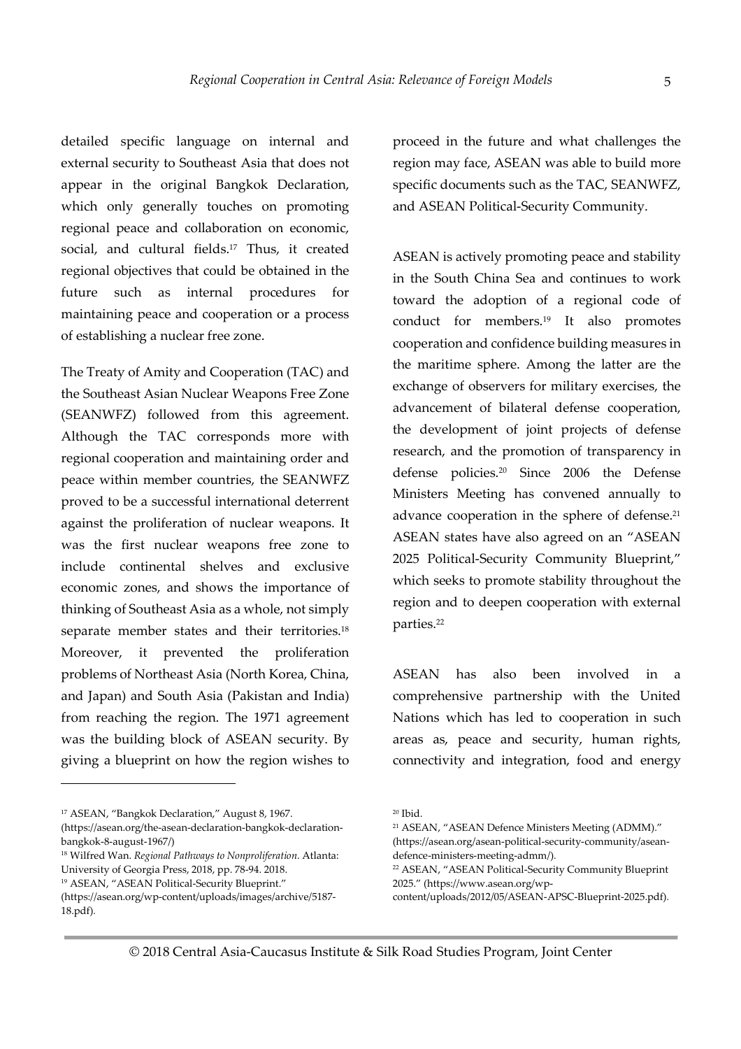detailed specific language on internal and external security to Southeast Asia that does not appear in the original Bangkok Declaration, which only generally touches on promoting regional peace and collaboration on economic, social, and cultural fields.[17] Thus, it created regional objectives that could be obtained in the future such as internal procedures for maintaining peace and cooperation or a process of establishing a nuclear free zone.

The Treaty of Amity and Cooperation (TAC) and the Southeast Asian Nuclear Weapons Free Zone (SEANWFZ) followed from this agreement. Although the TAC corresponds more with regional cooperation and maintaining order and peace within member countries, the SEANWFZ proved to be a successful international deterrent against the proliferation of nuclear weapons. It was the first nuclear weapons free zone to include continental shelves and exclusive economic zones, and shows the importance of thinking of Southeast Asia as a whole, not simply separate member states and their territories.[18] Moreover, it prevented the proliferation problems of Northeast Asia (North Korea, China, and Japan) and South Asia (Pakistan and India) from reaching the region. The 1971 agreement was the building block of ASEAN security. By giving a blueprint on how the region wishes to proceed in the future and what challenges the region may face, ASEAN was able to build more specific documents such as the TAC, SEANWFZ, and ASEAN Political-Security Community.

ASEAN is actively promoting peace and stability in the South China Sea and continues to work toward the adoption of a regional code of conduct for members.[19] It also promotes cooperation and confidence building measures in the maritime sphere. Among the latter are the exchange of observers for military exercises, the advancement of bilateral defense cooperation, the development of joint projects of defense research, and the promotion of transparency in defense policies.[20] Since 2006 the Defense Ministers Meeting has convened annually to advance cooperation in the sphere of defense.[21] ASEAN states have also agreed on an "ASEAN 2025 Political-Security Community Blueprint," which seeks to promote stability throughout the region and to deepen cooperation with external parties.[22]

ASEAN has also been involved in a comprehensive partnership with the United Nations which has led to cooperation in such areas as, peace and security, human rights, connectivity and integration, food and energy

---

[17] ASEAN, "Bangkok Declaration," August 8, 1967. (https://asean.org/the-asean-declaration-bangkok-declaration-bangkok-8-august-1967/)

[18] Wilfred Wan. *Regional Pathways to Nonproliferation*. Atlanta: University of Georgia Press, 2018, pp. 78-94. 2018.

[19] ASEAN, "ASEAN Political-Security Blueprint." (https://asean.org/wp-content/uploads/images/archive/5187-18.pdf).

[20] Ibid.

[21] ASEAN, "ASEAN Defence Ministers Meeting (ADMM)." (https://asean.org/asean-political-security-community/asean-defence-ministers-meeting-admm/).

[22] ASEAN, "ASEAN Political-Security Community Blueprint 2025." (https://www.asean.org/wp-content/uploads/2012/05/ASEAN-APSC-Blueprint-2025.pdf).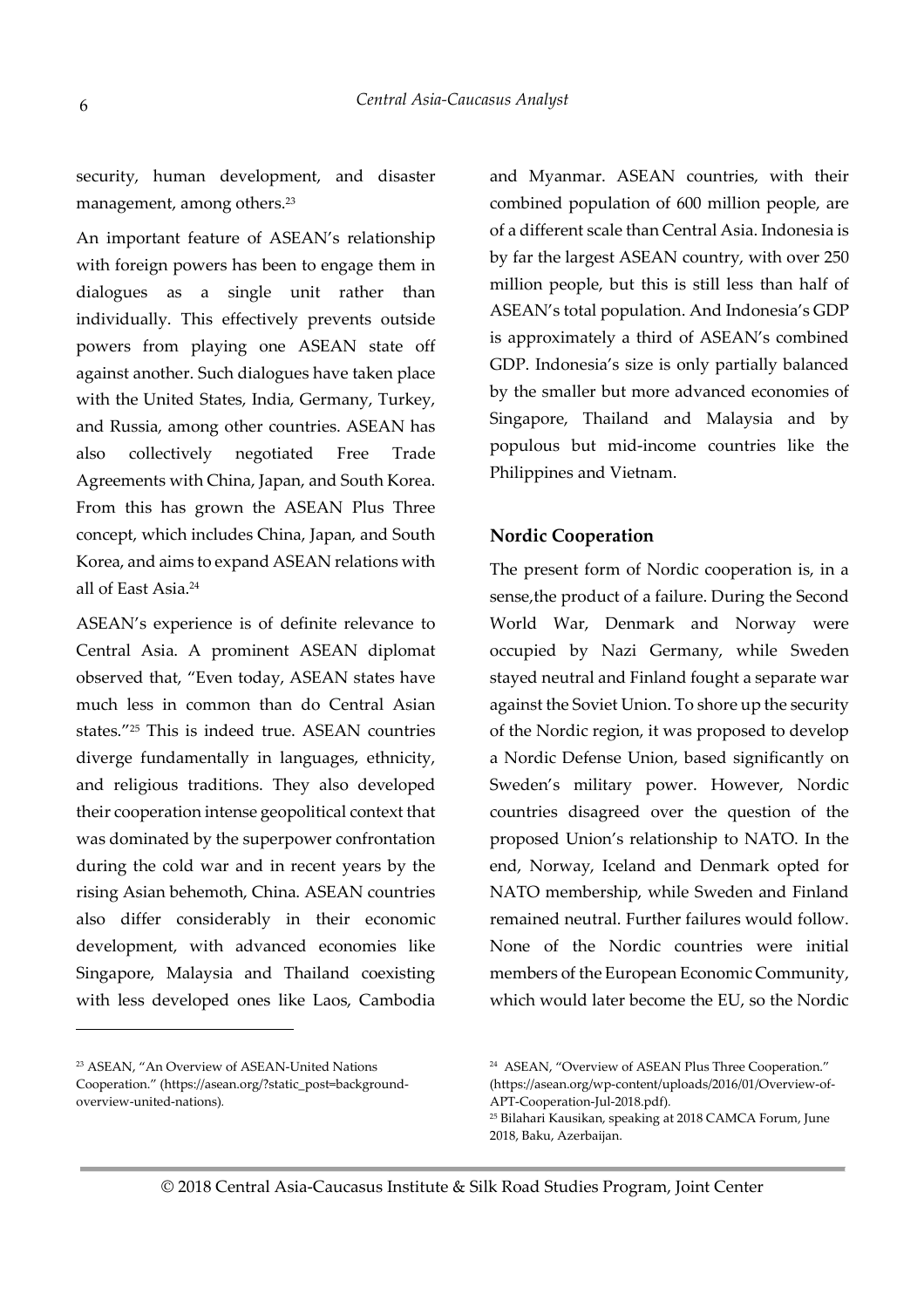security, human development, and disaster management, among others.[23]

An important feature of ASEAN's relationship with foreign powers has been to engage them in dialogues as a single unit rather than individually. This effectively prevents outside powers from playing one ASEAN state off against another. Such dialogues have taken place with the United States, India, Germany, Turkey, and Russia, among other countries. ASEAN has also collectively negotiated Free Trade Agreements with China, Japan, and South Korea. From this has grown the ASEAN Plus Three concept, which includes China, Japan, and South Korea, and aims to expand ASEAN relations with all of East Asia.[24]

ASEAN's experience is of definite relevance to Central Asia. A prominent ASEAN diplomat observed that, "Even today, ASEAN states have much less in common than do Central Asian states."[25] This is indeed true. ASEAN countries diverge fundamentally in languages, ethnicity, and religious traditions. They also developed their cooperation intense geopolitical context that was dominated by the superpower confrontation during the cold war and in recent years by the rising Asian behemoth, China. ASEAN countries also differ considerably in their economic development, with advanced economies like Singapore, Malaysia and Thailand coexisting with less developed ones like Laos, Cambodia and Myanmar. ASEAN countries, with their combined population of 600 million people, are of a different scale than Central Asia. Indonesia is by far the largest ASEAN country, with over 250 million people, but this is still less than half of ASEAN's total population. And Indonesia's GDP is approximately a third of ASEAN's combined GDP. Indonesia's size is only partially balanced by the smaller but more advanced economies of Singapore, Thailand and Malaysia and by populous but mid-income countries like the Philippines and Vietnam.

### Nordic Cooperation

The present form of Nordic cooperation is, in a sense,the product of a failure. During the Second World War, Denmark and Norway were occupied by Nazi Germany, while Sweden stayed neutral and Finland fought a separate war against the Soviet Union. To shore up the security of the Nordic region, it was proposed to develop a Nordic Defense Union, based significantly on Sweden's military power. However, Nordic countries disagreed over the question of the proposed Union's relationship to NATO. In the end, Norway, Iceland and Denmark opted for NATO membership, while Sweden and Finland remained neutral. Further failures would follow. None of the Nordic countries were initial members of the European Economic Community, which would later become the EU, so the Nordic

---

[23] ASEAN, "An Overview of ASEAN-United Nations Cooperation." (https://asean.org/?static_post=background-overview-united-nations).

[24] ASEAN, "Overview of ASEAN Plus Three Cooperation." (https://asean.org/wp-content/uploads/2016/01/Overview-of-APT-Cooperation-Jul-2018.pdf).

[25] Bilahari Kausikan, speaking at 2018 CAMCA Forum, June 2018, Baku, Azerbaijan.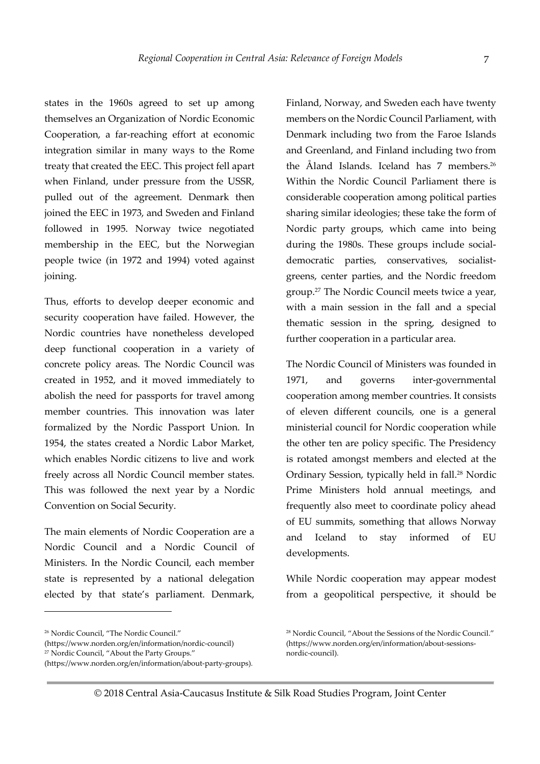states in the 1960s agreed to set up among themselves an Organization of Nordic Economic Cooperation, a far-reaching effort at economic integration similar in many ways to the Rome treaty that created the EEC. This project fell apart when Finland, under pressure from the USSR, pulled out of the agreement. Denmark then joined the EEC in 1973, and Sweden and Finland followed in 1995. Norway twice negotiated membership in the EEC, but the Norwegian people twice (in 1972 and 1994) voted against joining.

Thus, efforts to develop deeper economic and security cooperation have failed. However, the Nordic countries have nonetheless developed deep functional cooperation in a variety of concrete policy areas. The Nordic Council was created in 1952, and it moved immediately to abolish the need for passports for travel among member countries. This innovation was later formalized by the Nordic Passport Union. In 1954, the states created a Nordic Labor Market, which enables Nordic citizens to live and work freely across all Nordic Council member states. This was followed the next year by a Nordic Convention on Social Security.

The main elements of Nordic Cooperation are a Nordic Council and a Nordic Council of Ministers. In the Nordic Council, each member state is represented by a national delegation elected by that state's parliament. Denmark, Finland, Norway, and Sweden each have twenty members on the Nordic Council Parliament, with Denmark including two from the Faroe Islands and Greenland, and Finland including two from the Åland Islands. Iceland has 7 members.[26] Within the Nordic Council Parliament there is considerable cooperation among political parties sharing similar ideologies; these take the form of Nordic party groups, which came into being during the 1980s. These groups include social-democratic parties, conservatives, socialist-greens, center parties, and the Nordic freedom group.[27] The Nordic Council meets twice a year, with a main session in the fall and a special thematic session in the spring, designed to further cooperation in a particular area.

The Nordic Council of Ministers was founded in 1971, and governs inter-governmental cooperation among member countries. It consists of eleven different councils, one is a general ministerial council for Nordic cooperation while the other ten are policy specific. The Presidency is rotated amongst members and elected at the Ordinary Session, typically held in fall.[28] Nordic Prime Ministers hold annual meetings, and frequently also meet to coordinate policy ahead of EU summits, something that allows Norway and Iceland to stay informed of EU developments.

While Nordic cooperation may appear modest from a geopolitical perspective, it should be

---

[26] Nordic Council, "The Nordic Council." (https://www.norden.org/en/information/nordic-council)

[27] Nordic Council, "About the Party Groups." (https://www.norden.org/en/information/about-party-groups).

[28] Nordic Council, "About the Sessions of the Nordic Council." (https://www.norden.org/en/information/about-sessions-nordic-council).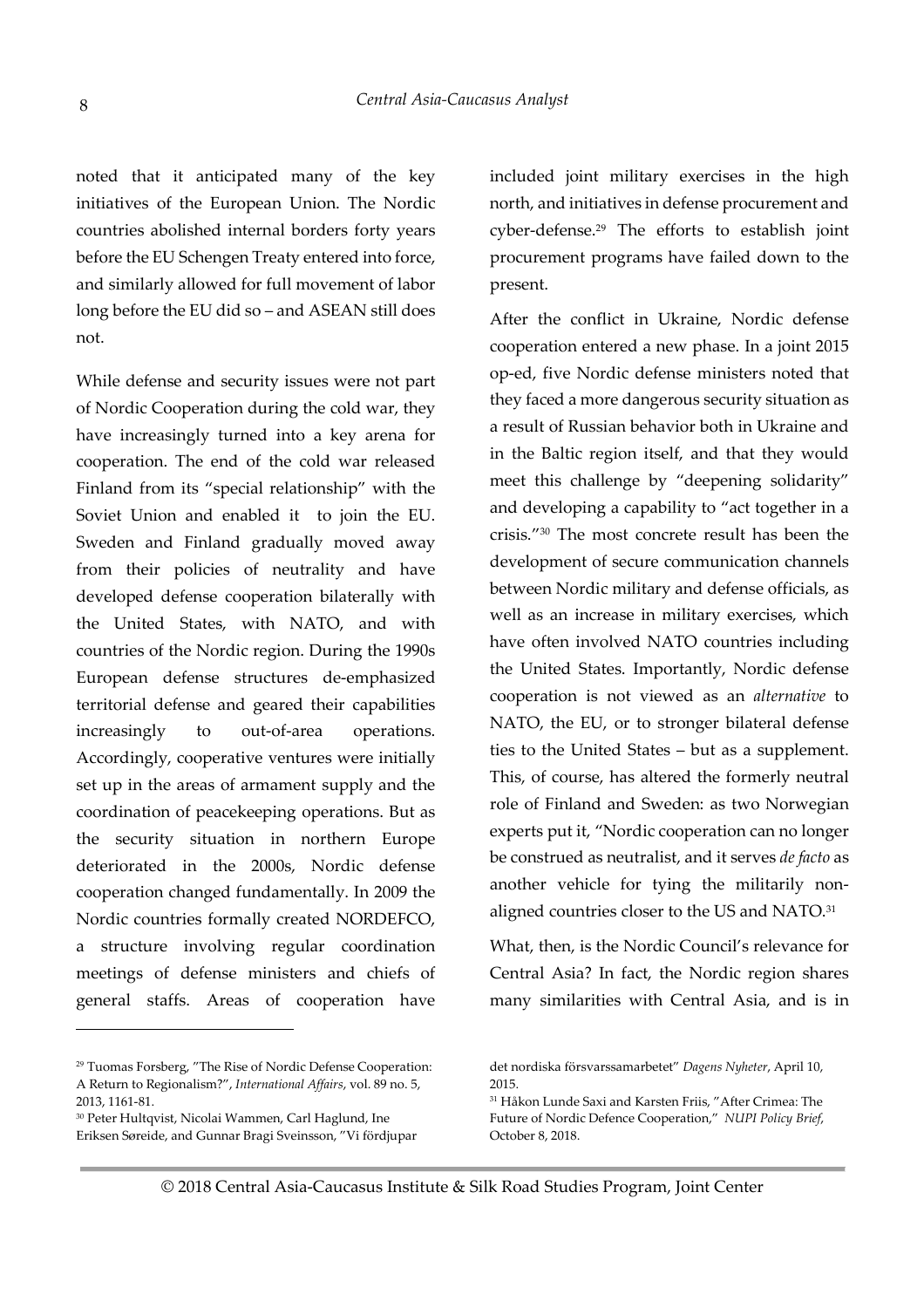noted that it anticipated many of the key initiatives of the European Union. The Nordic countries abolished internal borders forty years before the EU Schengen Treaty entered into force, and similarly allowed for full movement of labor long before the EU did so – and ASEAN still does not.

While defense and security issues were not part of Nordic Cooperation during the cold war, they have increasingly turned into a key arena for cooperation. The end of the cold war released Finland from its "special relationship" with the Soviet Union and enabled it to join the EU. Sweden and Finland gradually moved away from their policies of neutrality and have developed defense cooperation bilaterally with the United States, with NATO, and with countries of the Nordic region. During the 1990s European defense structures de-emphasized territorial defense and geared their capabilities increasingly to out-of-area operations. Accordingly, cooperative ventures were initially set up in the areas of armament supply and the coordination of peacekeeping operations. But as the security situation in northern Europe deteriorated in the 2000s, Nordic defense cooperation changed fundamentally. In 2009 the Nordic countries formally created NORDEFCO, a structure involving regular coordination meetings of defense ministers and chiefs of general staffs. Areas of cooperation have included joint military exercises in the high north, and initiatives in defense procurement and cyber-defense.[29] The efforts to establish joint procurement programs have failed down to the present.

After the conflict in Ukraine, Nordic defense cooperation entered a new phase. In a joint 2015 op-ed, five Nordic defense ministers noted that they faced a more dangerous security situation as a result of Russian behavior both in Ukraine and in the Baltic region itself, and that they would meet this challenge by "deepening solidarity" and developing a capability to "act together in a crisis."[30] The most concrete result has been the development of secure communication channels between Nordic military and defense officials, as well as an increase in military exercises, which have often involved NATO countries including the United States. Importantly, Nordic defense cooperation is not viewed as an *alternative* to NATO, the EU, or to stronger bilateral defense ties to the United States – but as a supplement. This, of course, has altered the formerly neutral role of Finland and Sweden: as two Norwegian experts put it, "Nordic cooperation can no longer be construed as neutralist, and it serves *de facto* as another vehicle for tying the militarily non-aligned countries closer to the US and NATO.[31]

What, then, is the Nordic Council's relevance for Central Asia? In fact, the Nordic region shares many similarities with Central Asia, and is in

---

[29] Tuomas Forsberg, "The Rise of Nordic Defense Cooperation: A Return to Regionalism?", *International Affairs*, vol. 89 no. 5, 2013, 1161-81.

[30] Peter Hultqvist, Nicolai Wammen, Carl Haglund, Ine Eriksen Søreide, and Gunnar Bragi Sveinsson, "Vi fördjupar det nordiska försvarssamarbetet" *Dagens Nyheter*, April 10, 2015.

[31] Håkon Lunde Saxi and Karsten Friis, "After Crimea: The Future of Nordic Defence Cooperation," *NUPI Policy Brief*, October 8, 2018.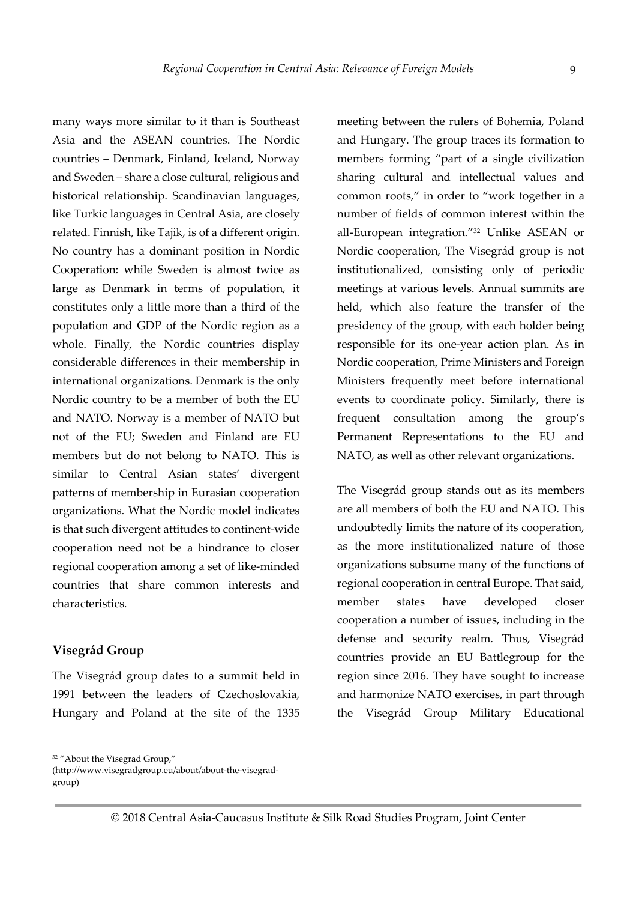many ways more similar to it than is Southeast Asia and the ASEAN countries. The Nordic countries – Denmark, Finland, Iceland, Norway and Sweden – share a close cultural, religious and historical relationship. Scandinavian languages, like Turkic languages in Central Asia, are closely related. Finnish, like Tajik, is of a different origin. No country has a dominant position in Nordic Cooperation: while Sweden is almost twice as large as Denmark in terms of population, it constitutes only a little more than a third of the population and GDP of the Nordic region as a whole. Finally, the Nordic countries display considerable differences in their membership in international organizations. Denmark is the only Nordic country to be a member of both the EU and NATO. Norway is a member of NATO but not of the EU; Sweden and Finland are EU members but do not belong to NATO. This is similar to Central Asian states' divergent patterns of membership in Eurasian cooperation organizations. What the Nordic model indicates is that such divergent attitudes to continent-wide cooperation need not be a hindrance to closer regional cooperation among a set of like-minded countries that share common interests and characteristics.

### Visegrád Group

The Visegrád group dates to a summit held in 1991 between the leaders of Czechoslovakia, Hungary and Poland at the site of the 1335 meeting between the rulers of Bohemia, Poland and Hungary. The group traces its formation to members forming "part of a single civilization sharing cultural and intellectual values and common roots," in order to "work together in a number of fields of common interest within the all-European integration."[32] Unlike ASEAN or Nordic cooperation, The Visegrád group is not institutionalized, consisting only of periodic meetings at various levels. Annual summits are held, which also feature the transfer of the presidency of the group, with each holder being responsible for its one-year action plan. As in Nordic cooperation, Prime Ministers and Foreign Ministers frequently meet before international events to coordinate policy. Similarly, there is frequent consultation among the group's Permanent Representations to the EU and NATO, as well as other relevant organizations.

The Visegrád group stands out as its members are all members of both the EU and NATO. This undoubtedly limits the nature of its cooperation, as the more institutionalized nature of those organizations subsume many of the functions of regional cooperation in central Europe. That said, member states have developed closer cooperation a number of issues, including in the defense and security realm. Thus, Visegrád countries provide an EU Battlegroup for the region since 2016. They have sought to increase and harmonize NATO exercises, in part through the Visegrád Group Military Educational

---

[32] "About the Visegrad Group," (http://www.visegradgroup.eu/about/about-the-visegrad-group)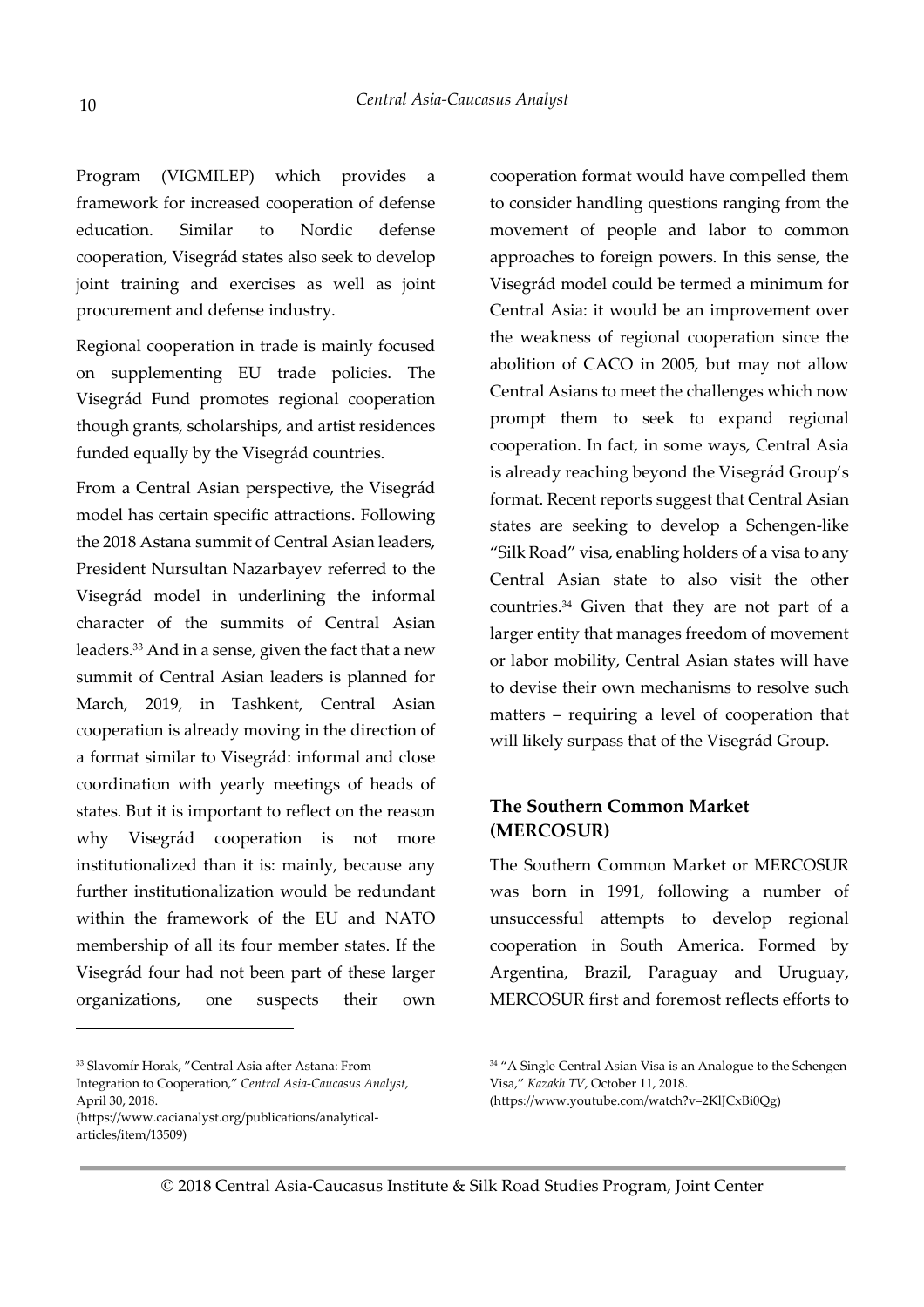Program (VIGMILEP) which provides a framework for increased cooperation of defense education. Similar to Nordic defense cooperation, Visegrád states also seek to develop joint training and exercises as well as joint procurement and defense industry.

Regional cooperation in trade is mainly focused on supplementing EU trade policies. The Visegrád Fund promotes regional cooperation though grants, scholarships, and artist residences funded equally by the Visegrád countries.

From a Central Asian perspective, the Visegrád model has certain specific attractions. Following the 2018 Astana summit of Central Asian leaders, President Nursultan Nazarbayev referred to the Visegrád model in underlining the informal character of the summits of Central Asian leaders.[33] And in a sense, given the fact that a new summit of Central Asian leaders is planned for March, 2019, in Tashkent, Central Asian cooperation is already moving in the direction of a format similar to Visegrád: informal and close coordination with yearly meetings of heads of states. But it is important to reflect on the reason why Visegrád cooperation is not more institutionalized than it is: mainly, because any further institutionalization would be redundant within the framework of the EU and NATO membership of all its four member states. If the Visegrád four had not been part of these larger organizations, one suspects their own cooperation format would have compelled them to consider handling questions ranging from the movement of people and labor to common approaches to foreign powers. In this sense, the Visegrád model could be termed a minimum for Central Asia: it would be an improvement over the weakness of regional cooperation since the abolition of CACO in 2005, but may not allow Central Asians to meet the challenges which now prompt them to seek to expand regional cooperation. In fact, in some ways, Central Asia is already reaching beyond the Visegrád Group's format. Recent reports suggest that Central Asian states are seeking to develop a Schengen-like "Silk Road" visa, enabling holders of a visa to any Central Asian state to also visit the other countries.[34] Given that they are not part of a larger entity that manages freedom of movement or labor mobility, Central Asian states will have to devise their own mechanisms to resolve such matters – requiring a level of cooperation that will likely surpass that of the Visegrád Group.

## The Southern Common Market (MERCOSUR)

The Southern Common Market or MERCOSUR was born in 1991, following a number of unsuccessful attempts to develop regional cooperation in South America. Formed by Argentina, Brazil, Paraguay and Uruguay, MERCOSUR first and foremost reflects efforts to

---

[33] Slavomír Horak, "Central Asia after Astana: From Integration to Cooperation," *Central Asia-Caucasus Analyst*, April 30, 2018. (https://www.cacianalyst.org/publications/analytical-articles/item/13509)

[34] "A Single Central Asian Visa is an Analogue to the Schengen Visa," *Kazakh TV*, October 11, 2018. (https://www.youtube.com/watch?v=2KlJCxBi0Qg)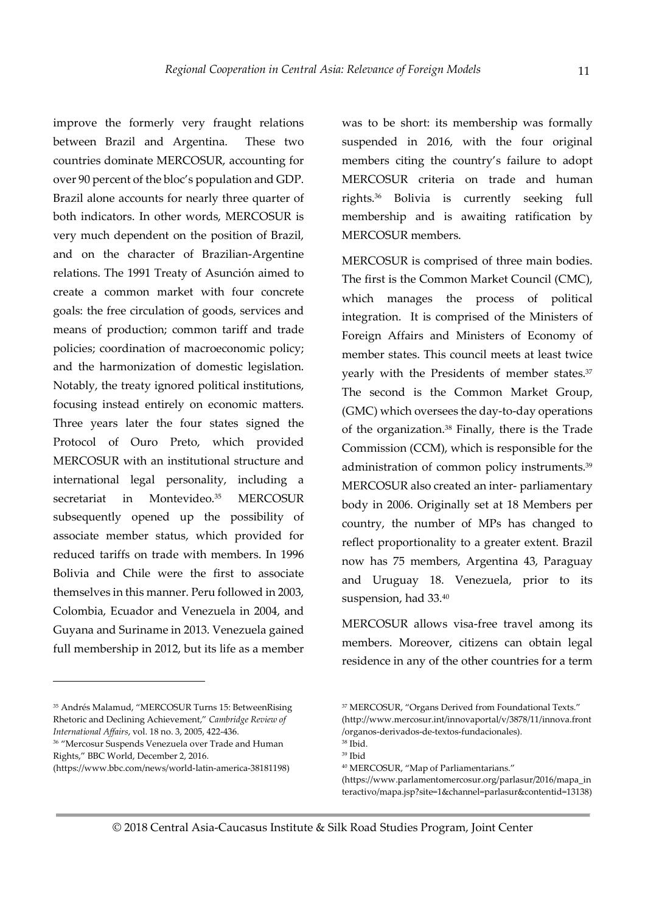improve the formerly very fraught relations between Brazil and Argentina. These two countries dominate MERCOSUR, accounting for over 90 percent of the bloc's population and GDP. Brazil alone accounts for nearly three quarter of both indicators. In other words, MERCOSUR is very much dependent on the position of Brazil, and on the character of Brazilian-Argentine relations. The 1991 Treaty of Asunción aimed to create a common market with four concrete goals: the free circulation of goods, services and means of production; common tariff and trade policies; coordination of macroeconomic policy; and the harmonization of domestic legislation. Notably, the treaty ignored political institutions, focusing instead entirely on economic matters. Three years later the four states signed the Protocol of Ouro Preto, which provided MERCOSUR with an institutional structure and international legal personality, including a secretariat in Montevideo.[35] MERCOSUR subsequently opened up the possibility of associate member status, which provided for reduced tariffs on trade with members. In 1996 Bolivia and Chile were the first to associate themselves in this manner. Peru followed in 2003, Colombia, Ecuador and Venezuela in 2004, and Guyana and Suriname in 2013. Venezuela gained full membership in 2012, but its life as a member was to be short: its membership was formally suspended in 2016, with the four original members citing the country's failure to adopt MERCOSUR criteria on trade and human rights.[36] Bolivia is currently seeking full membership and is awaiting ratification by MERCOSUR members.

MERCOSUR is comprised of three main bodies. The first is the Common Market Council (CMC), which manages the process of political integration. It is comprised of the Ministers of Foreign Affairs and Ministers of Economy of member states. This council meets at least twice yearly with the Presidents of member states.[37] The second is the Common Market Group, (GMC) which oversees the day-to-day operations of the organization.[38] Finally, there is the Trade Commission (CCM), which is responsible for the administration of common policy instruments.[39] MERCOSUR also created an inter- parliamentary body in 2006. Originally set at 18 Members per country, the number of MPs has changed to reflect proportionality to a greater extent. Brazil now has 75 members, Argentina 43, Paraguay and Uruguay 18. Venezuela, prior to its suspension, had 33.[40]

MERCOSUR allows visa-free travel among its members. Moreover, citizens can obtain legal residence in any of the other countries for a term

---

[35] Andrés Malamud, "MERCOSUR Turns 15: BetweenRising Rhetoric and Declining Achievement," *Cambridge Review of International Affairs*, vol. 18 no. 3, 2005, 422-436.

[36] "Mercosur Suspends Venezuela over Trade and Human Rights," BBC World, December 2, 2016. (https://www.bbc.com/news/world-latin-america-38181198)

[37] MERCOSUR, "Organs Derived from Foundational Texts." (http://www.mercosur.int/innovaportal/v/3878/11/innova.front/organos-derivados-de-textos-fundacionales).

[38] Ibid.

[39] Ibid

[40] MERCOSUR, "Map of Parliamentarians." (https://www.parlamentomercosur.org/parlasur/2016/mapa_interactivo/mapa.jsp?site=1&channel=parlasur&contentid=13138)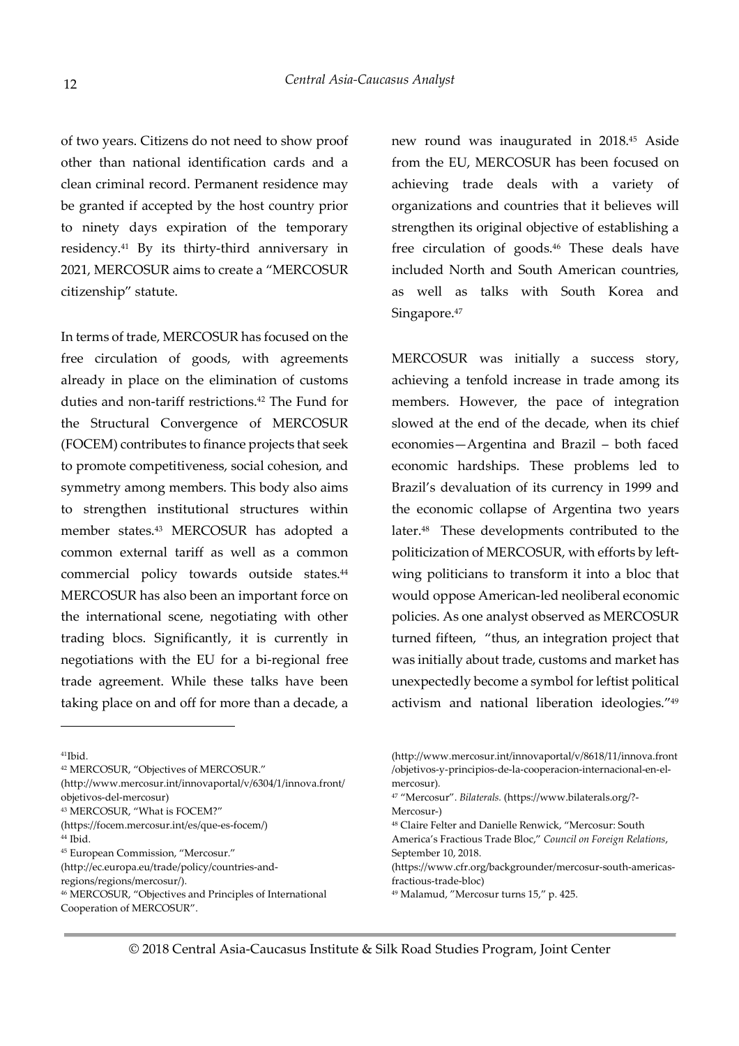of two years. Citizens do not need to show proof other than national identification cards and a clean criminal record. Permanent residence may be granted if accepted by the host country prior to ninety days expiration of the temporary residency.[41] By its thirty-third anniversary in 2021, MERCOSUR aims to create a "MERCOSUR citizenship" statute.

In terms of trade, MERCOSUR has focused on the free circulation of goods, with agreements already in place on the elimination of customs duties and non-tariff restrictions.[42] The Fund for the Structural Convergence of MERCOSUR (FOCEM) contributes to finance projects that seek to promote competitiveness, social cohesion, and symmetry among members. This body also aims to strengthen institutional structures within member states.[43] MERCOSUR has adopted a common external tariff as well as a common commercial policy towards outside states.[44] MERCOSUR has also been an important force on the international scene, negotiating with other trading blocs. Significantly, it is currently in negotiations with the EU for a bi-regional free trade agreement. While these talks have been taking place on and off for more than a decade, a new round was inaugurated in 2018.[45] Aside from the EU, MERCOSUR has been focused on achieving trade deals with a variety of organizations and countries that it believes will strengthen its original objective of establishing a free circulation of goods.[46] These deals have included North and South American countries, as well as talks with South Korea and Singapore.[47]

MERCOSUR was initially a success story, achieving a tenfold increase in trade among its members. However, the pace of integration slowed at the end of the decade, when its chief economies—Argentina and Brazil – both faced economic hardships. These problems led to Brazil's devaluation of its currency in 1999 and the economic collapse of Argentina two years later.[48] These developments contributed to the politicization of MERCOSUR, with efforts by left-wing politicians to transform it into a bloc that would oppose American-led neoliberal economic policies. As one analyst observed as MERCOSUR turned fifteen, "thus, an integration project that was initially about trade, customs and market has unexpectedly become a symbol for leftist political activism and national liberation ideologies."[49]

---

[41] Ibid.

[42] MERCOSUR, "Objectives of MERCOSUR." (http://www.mercosur.int/innovaportal/v/6304/1/innova.front/objetivos-del-mercosur)

[43] MERCOSUR, "What is FOCEM?" (https://focem.mercosur.int/es/que-es-focem/)

[44] Ibid.

[45] European Commission, "Mercosur." (http://ec.europa.eu/trade/policy/countries-and-regions/regions/mercosur/).

[46] MERCOSUR, "Objectives and Principles of International Cooperation of MERCOSUR". (http://www.mercosur.int/innovaportal/v/8618/11/innova.front/objetivos-y-principios-de-la-cooperacion-internacional-en-el-mercosur).

[47] "Mercosur". *Bilaterals.* (https://www.bilaterals.org/?-Mercosur-)

[48] Claire Felter and Danielle Renwick, "Mercosur: South America's Fractious Trade Bloc," *Council on Foreign Relations*, September 10, 2018. (https://www.cfr.org/backgrounder/mercosur-south-americas-fractious-trade-bloc)

[49] Malamud, "Mercosur turns 15," p. 425.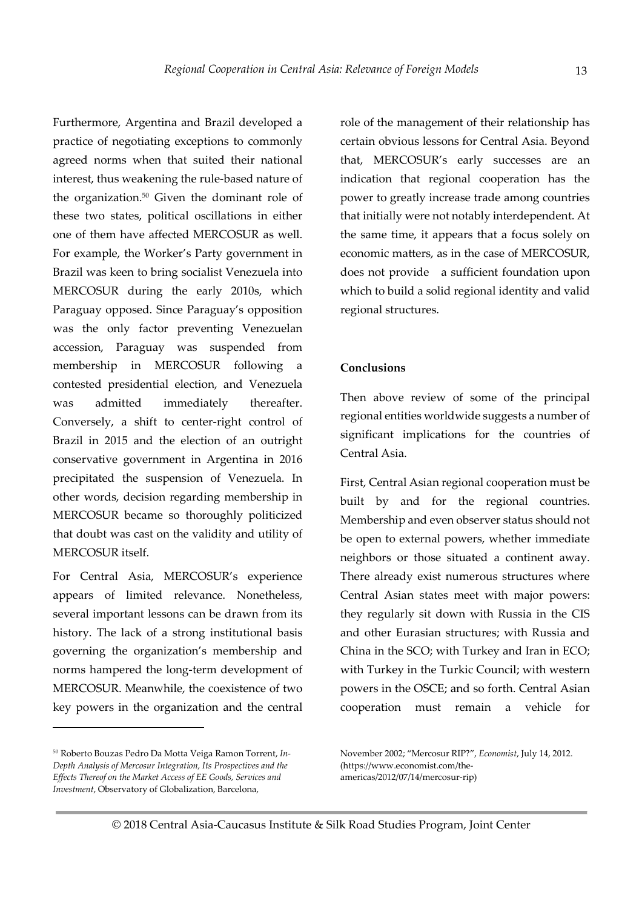Furthermore, Argentina and Brazil developed a practice of negotiating exceptions to commonly agreed norms when that suited their national interest, thus weakening the rule-based nature of the organization.[50] Given the dominant role of these two states, political oscillations in either one of them have affected MERCOSUR as well. For example, the Worker's Party government in Brazil was keen to bring socialist Venezuela into MERCOSUR during the early 2010s, which Paraguay opposed. Since Paraguay's opposition was the only factor preventing Venezuelan accession, Paraguay was suspended from membership in MERCOSUR following a contested presidential election, and Venezuela was admitted immediately thereafter. Conversely, a shift to center-right control of Brazil in 2015 and the election of an outright conservative government in Argentina in 2016 precipitated the suspension of Venezuela. In other words, decision regarding membership in MERCOSUR became so thoroughly politicized that doubt was cast on the validity and utility of MERCOSUR itself.

For Central Asia, MERCOSUR's experience appears of limited relevance. Nonetheless, several important lessons can be drawn from its history. The lack of a strong institutional basis governing the organization's membership and norms hampered the long-term development of MERCOSUR. Meanwhile, the coexistence of two key powers in the organization and the central role of the management of their relationship has certain obvious lessons for Central Asia. Beyond that, MERCOSUR's early successes are an indication that regional cooperation has the power to greatly increase trade among countries that initially were not notably interdependent. At the same time, it appears that a focus solely on economic matters, as in the case of MERCOSUR, does not provide a sufficient foundation upon which to build a solid regional identity and valid regional structures.

## Conclusions

Then above review of some of the principal regional entities worldwide suggests a number of significant implications for the countries of Central Asia.

First, Central Asian regional cooperation must be built by and for the regional countries. Membership and even observer status should not be open to external powers, whether immediate neighbors or those situated a continent away. There already exist numerous structures where Central Asian states meet with major powers: they regularly sit down with Russia in the CIS and other Eurasian structures; with Russia and China in the SCO; with Turkey and Iran in ECO; with Turkey in the Turkic Council; with western powers in the OSCE; and so forth. Central Asian cooperation must remain a vehicle for

---

[50] Roberto Bouzas Pedro Da Motta Veiga Ramon Torrent, *In-Depth Analysis of Mercosur Integration, Its Prospectives and the Effects Thereof on the Market Access of EE Goods, Services and Investment*, Observatory of Globalization, Barcelona, November 2002; "Mercosur RIP?", *Economist*, July 14, 2012. (https://www.economist.com/the-americas/2012/07/14/mercosur-rip)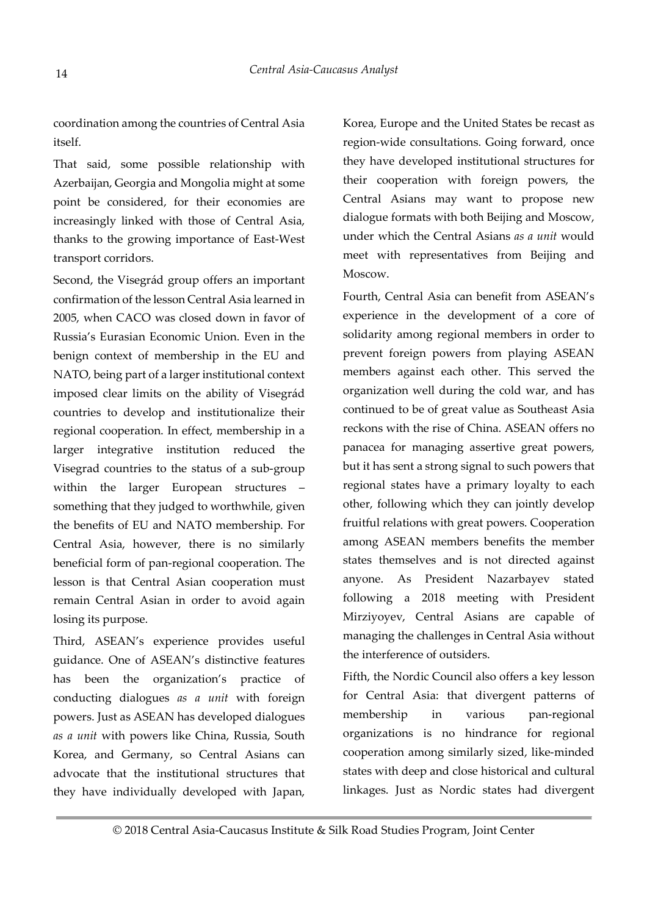coordination among the countries of Central Asia itself.

That said, some possible relationship with Azerbaijan, Georgia and Mongolia might at some point be considered, for their economies are increasingly linked with those of Central Asia, thanks to the growing importance of East-West transport corridors.

Second, the Visegrád group offers an important confirmation of the lesson Central Asia learned in 2005, when CACO was closed down in favor of Russia's Eurasian Economic Union. Even in the benign context of membership in the EU and NATO, being part of a larger institutional context imposed clear limits on the ability of Visegrád countries to develop and institutionalize their regional cooperation. In effect, membership in a larger integrative institution reduced the Visegrad countries to the status of a sub-group within the larger European structures – something that they judged to worthwhile, given the benefits of EU and NATO membership. For Central Asia, however, there is no similarly beneficial form of pan-regional cooperation. The lesson is that Central Asian cooperation must remain Central Asian in order to avoid again losing its purpose.

Third, ASEAN's experience provides useful guidance. One of ASEAN's distinctive features has been the organization's practice of conducting dialogues *as a unit* with foreign powers. Just as ASEAN has developed dialogues *as a unit* with powers like China, Russia, South Korea, and Germany, so Central Asians can advocate that the institutional structures that they have individually developed with Japan, Korea, Europe and the United States be recast as region-wide consultations. Going forward, once they have developed institutional structures for their cooperation with foreign powers, the Central Asians may want to propose new dialogue formats with both Beijing and Moscow, under which the Central Asians *as a unit* would meet with representatives from Beijing and Moscow.

Fourth, Central Asia can benefit from ASEAN's experience in the development of a core of solidarity among regional members in order to prevent foreign powers from playing ASEAN members against each other. This served the organization well during the cold war, and has continued to be of great value as Southeast Asia reckons with the rise of China. ASEAN offers no panacea for managing assertive great powers, but it has sent a strong signal to such powers that regional states have a primary loyalty to each other, following which they can jointly develop fruitful relations with great powers. Cooperation among ASEAN members benefits the member states themselves and is not directed against anyone. As President Nazarbayev stated following a 2018 meeting with President Mirziyoyev, Central Asians are capable of managing the challenges in Central Asia without the interference of outsiders.

Fifth, the Nordic Council also offers a key lesson for Central Asia: that divergent patterns of membership in various pan-regional organizations is no hindrance for regional cooperation among similarly sized, like-minded states with deep and close historical and cultural linkages. Just as Nordic states had divergent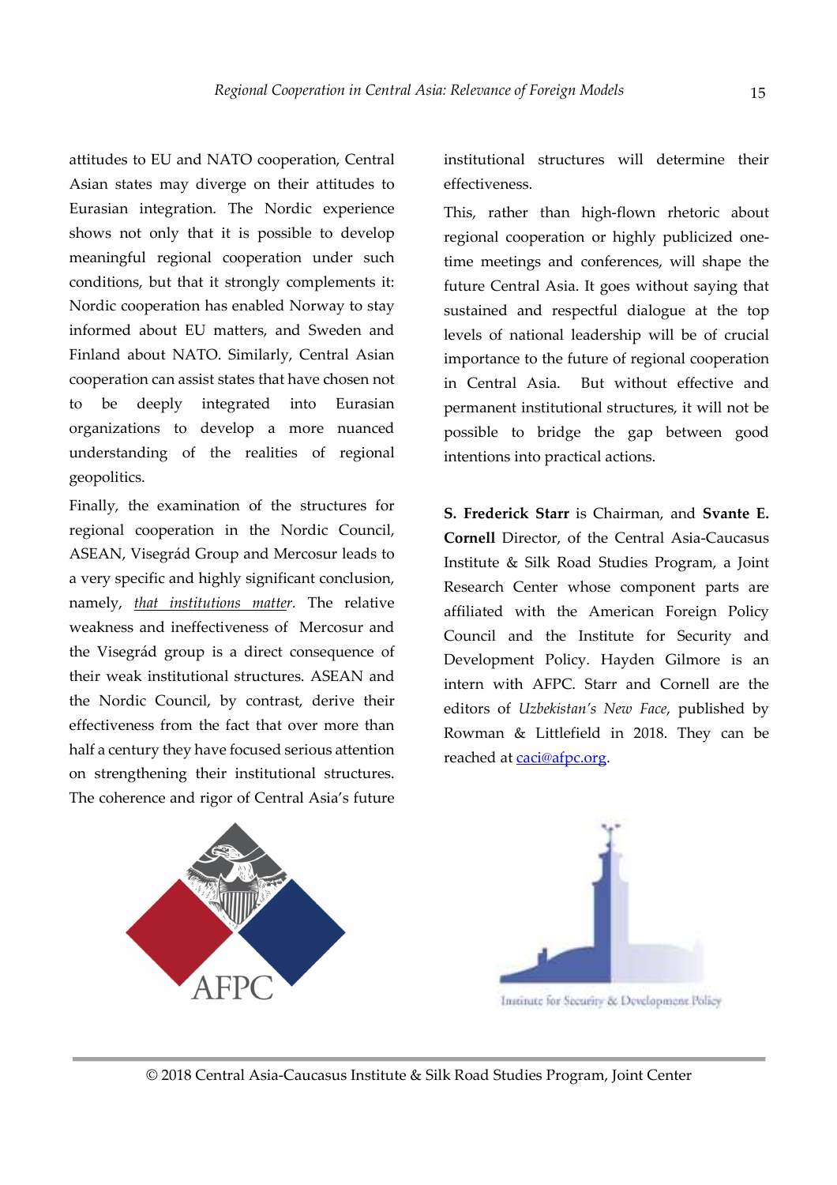attitudes to EU and NATO cooperation, Central Asian states may diverge on their attitudes to Eurasian integration. The Nordic experience shows not only that it is possible to develop meaningful regional cooperation under such conditions, but that it strongly complements it: Nordic cooperation has enabled Norway to stay informed about EU matters, and Sweden and Finland about NATO. Similarly, Central Asian cooperation can assist states that have chosen not to be deeply integrated into Eurasian organizations to develop a more nuanced understanding of the realities of regional geopolitics.

Finally, the examination of the structures for regional cooperation in the Nordic Council, ASEAN, Visegrád Group and Mercosur leads to a very specific and highly significant conclusion, namely, *that institutions matter*. The relative weakness and ineffectiveness of Mercosur and the Visegrád group is a direct consequence of their weak institutional structures. ASEAN and the Nordic Council, by contrast, derive their effectiveness from the fact that over more than half a century they have focused serious attention on strengthening their institutional structures. The coherence and rigor of Central Asia's future institutional structures will determine their effectiveness.

This, rather than high-flown rhetoric about regional cooperation or highly publicized one-time meetings and conferences, will shape the future Central Asia. It goes without saying that sustained and respectful dialogue at the top levels of national leadership will be of crucial importance to the future of regional cooperation in Central Asia. But without effective and permanent institutional structures, it will not be possible to bridge the gap between good intentions into practical actions.

**S. Frederick Starr** is Chairman, and **Svante E. Cornell** Director, of the Central Asia-Caucasus Institute & Silk Road Studies Program, a Joint Research Center whose component parts are affiliated with the American Foreign Policy Council and the Institute for Security and Development Policy. Hayden Gilmore is an intern with AFPC. Starr and Cornell are the editors of *Uzbekistan's New Face*, published by Rowman & Littlefield in 2018. They can be reached at caci@afpc.org.

AFPC

Institute for Security & Development Policy

© 2018 Central Asia-Caucasus Institute & Silk Road Studies Program, Joint Center